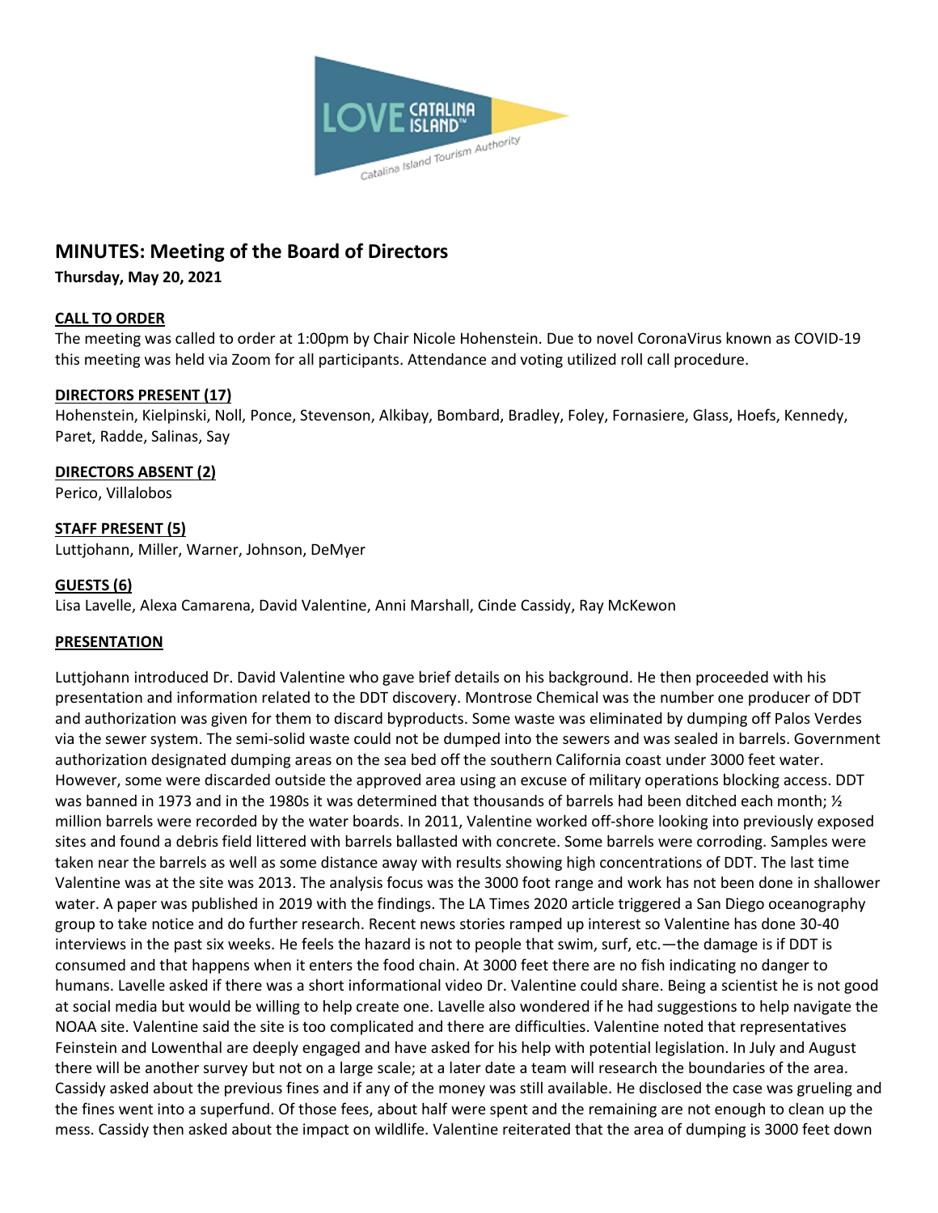# MINUTES: Meeting of the Board of Directors

**Thursday, May 20, 2021**

**CALL TO ORDER**

The meeting was called to order at 1:00pm by Chair Nicole Hohenstein. Due to novel CoronaVirus known as COVID-19 this meeting was held via Zoom for all participants. Attendance and voting utilized roll call procedure.

**DIRECTORS PRESENT (17)**

Hohenstein, Kielpinski, Noll, Ponce, Stevenson, Alkibay, Bombard, Bradley, Foley, Fornasiere, Glass, Hoefs, Kennedy, Paret, Radde, Salinas, Say

**DIRECTORS ABSENT (2)**

Perico, Villalobos

**STAFF PRESENT (5)**

Luttjohann, Miller, Warner, Johnson, DeMyer

**GUESTS (6)**

Lisa Lavelle, Alexa Camarena, David Valentine, Anni Marshall, Cinde Cassidy, Ray McKewon

**PRESENTATION**

Luttjohann introduced Dr. David Valentine who gave brief details on his background. He then proceeded with his presentation and information related to the DDT discovery. Montrose Chemical was the number one producer of DDT and authorization was given for them to discard byproducts. Some waste was eliminated by dumping off Palos Verdes via the sewer system. The semi-solid waste could not be dumped into the sewers and was sealed in barrels. Government authorization designated dumping areas on the sea bed off the southern California coast under 3000 feet water. However, some were discarded outside the approved area using an excuse of military operations blocking access. DDT was banned in 1973 and in the 1980s it was determined that thousands of barrels had been ditched each month; ½ million barrels were recorded by the water boards. In 2011, Valentine worked off-shore looking into previously exposed sites and found a debris field littered with barrels ballasted with concrete. Some barrels were corroding. Samples were taken near the barrels as well as some distance away with results showing high concentrations of DDT. The last time Valentine was at the site was 2013. The analysis focus was the 3000 foot range and work has not been done in shallower water. A paper was published in 2019 with the findings. The LA Times 2020 article triggered a San Diego oceanography group to take notice and do further research. Recent news stories ramped up interest so Valentine has done 30-40 interviews in the past six weeks. He feels the hazard is not to people that swim, surf, etc.—the damage is if DDT is consumed and that happens when it enters the food chain. At 3000 feet there are no fish indicating no danger to humans. Lavelle asked if there was a short informational video Dr. Valentine could share. Being a scientist he is not good at social media but would be willing to help create one. Lavelle also wondered if he had suggestions to help navigate the NOAA site. Valentine said the site is too complicated and there are difficulties. Valentine noted that representatives Feinstein and Lowenthal are deeply engaged and have asked for his help with potential legislation. In July and August there will be another survey but not on a large scale; at a later date a team will research the boundaries of the area. Cassidy asked about the previous fines and if any of the money was still available. He disclosed the case was grueling and the fines went into a superfund. Of those fees, about half were spent and the remaining are not enough to clean up the mess. Cassidy then asked about the impact on wildlife. Valentine reiterated that the area of dumping is 3000 feet down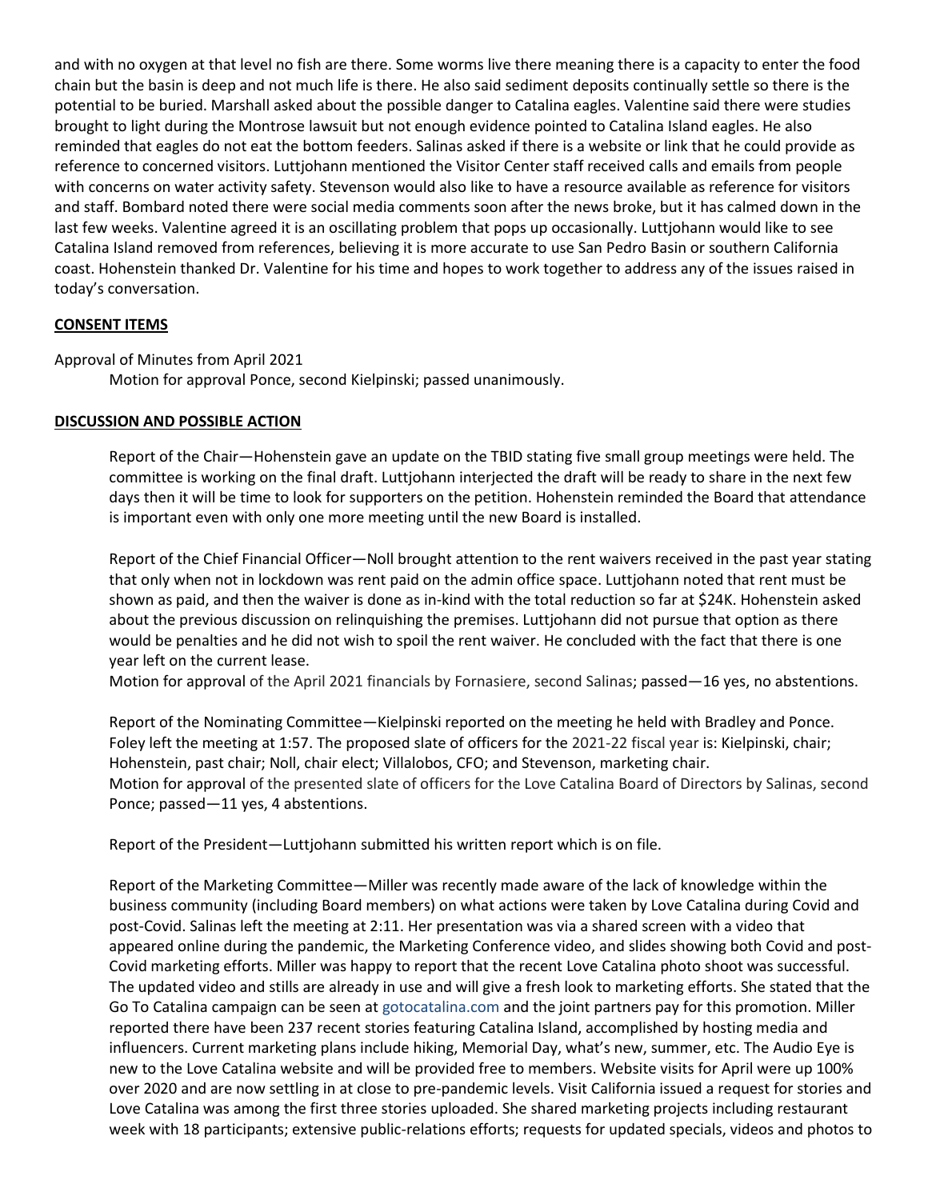and with no oxygen at that level no fish are there. Some worms live there meaning there is a capacity to enter the food chain but the basin is deep and not much life is there. He also said sediment deposits continually settle so there is the potential to be buried. Marshall asked about the possible danger to Catalina eagles. Valentine said there were studies brought to light during the Montrose lawsuit but not enough evidence pointed to Catalina Island eagles. He also reminded that eagles do not eat the bottom feeders. Salinas asked if there is a website or link that he could provide as reference to concerned visitors. Luttjohann mentioned the Visitor Center staff received calls and emails from people with concerns on water activity safety. Stevenson would also like to have a resource available as reference for visitors and staff. Bombard noted there were social media comments soon after the news broke, but it has calmed down in the last few weeks. Valentine agreed it is an oscillating problem that pops up occasionally. Luttjohann would like to see Catalina Island removed from references, believing it is more accurate to use San Pedro Basin or southern California coast. Hohenstein thanked Dr. Valentine for his time and hopes to work together to address any of the issues raised in today's conversation.

**CONSENT ITEMS**

Approval of Minutes from April 2021

Motion for approval Ponce, second Kielpinski; passed unanimously.

**DISCUSSION AND POSSIBLE ACTION**

Report of the Chair—Hohenstein gave an update on the TBID stating five small group meetings were held. The committee is working on the final draft. Luttjohann interjected the draft will be ready to share in the next few days then it will be time to look for supporters on the petition. Hohenstein reminded the Board that attendance is important even with only one more meeting until the new Board is installed.

Report of the Chief Financial Officer—Noll brought attention to the rent waivers received in the past year stating that only when not in lockdown was rent paid on the admin office space. Luttjohann noted that rent must be shown as paid, and then the waiver is done as in-kind with the total reduction so far at $24K. Hohenstein asked about the previous discussion on relinquishing the premises. Luttjohann did not pursue that option as there would be penalties and he did not wish to spoil the rent waiver. He concluded with the fact that there is one year left on the current lease.

Motion for approval of the April 2021 financials by Fornasiere, second Salinas; passed—16 yes, no abstentions.

Report of the Nominating Committee—Kielpinski reported on the meeting he held with Bradley and Ponce. Foley left the meeting at 1:57. The proposed slate of officers for the 2021-22 fiscal year is: Kielpinski, chair; Hohenstein, past chair; Noll, chair elect; Villalobos, CFO; and Stevenson, marketing chair.

Motion for approval of the presented slate of officers for the Love Catalina Board of Directors by Salinas, second Ponce; passed—11 yes, 4 abstentions.

Report of the President—Luttjohann submitted his written report which is on file.

Report of the Marketing Committee—Miller was recently made aware of the lack of knowledge within the business community (including Board members) on what actions were taken by Love Catalina during Covid and post-Covid. Salinas left the meeting at 2:11. Her presentation was via a shared screen with a video that appeared online during the pandemic, the Marketing Conference video, and slides showing both Covid and post-Covid marketing efforts. Miller was happy to report that the recent Love Catalina photo shoot was successful. The updated video and stills are already in use and will give a fresh look to marketing efforts. She stated that the Go To Catalina campaign can be seen at gotocatalina.com and the joint partners pay for this promotion. Miller reported there have been 237 recent stories featuring Catalina Island, accomplished by hosting media and influencers. Current marketing plans include hiking, Memorial Day, what's new, summer, etc. The Audio Eye is new to the Love Catalina website and will be provided free to members. Website visits for April were up 100% over 2020 and are now settling in at close to pre-pandemic levels. Visit California issued a request for stories and Love Catalina was among the first three stories uploaded. She shared marketing projects including restaurant week with 18 participants; extensive public-relations efforts; requests for updated specials, videos and photos to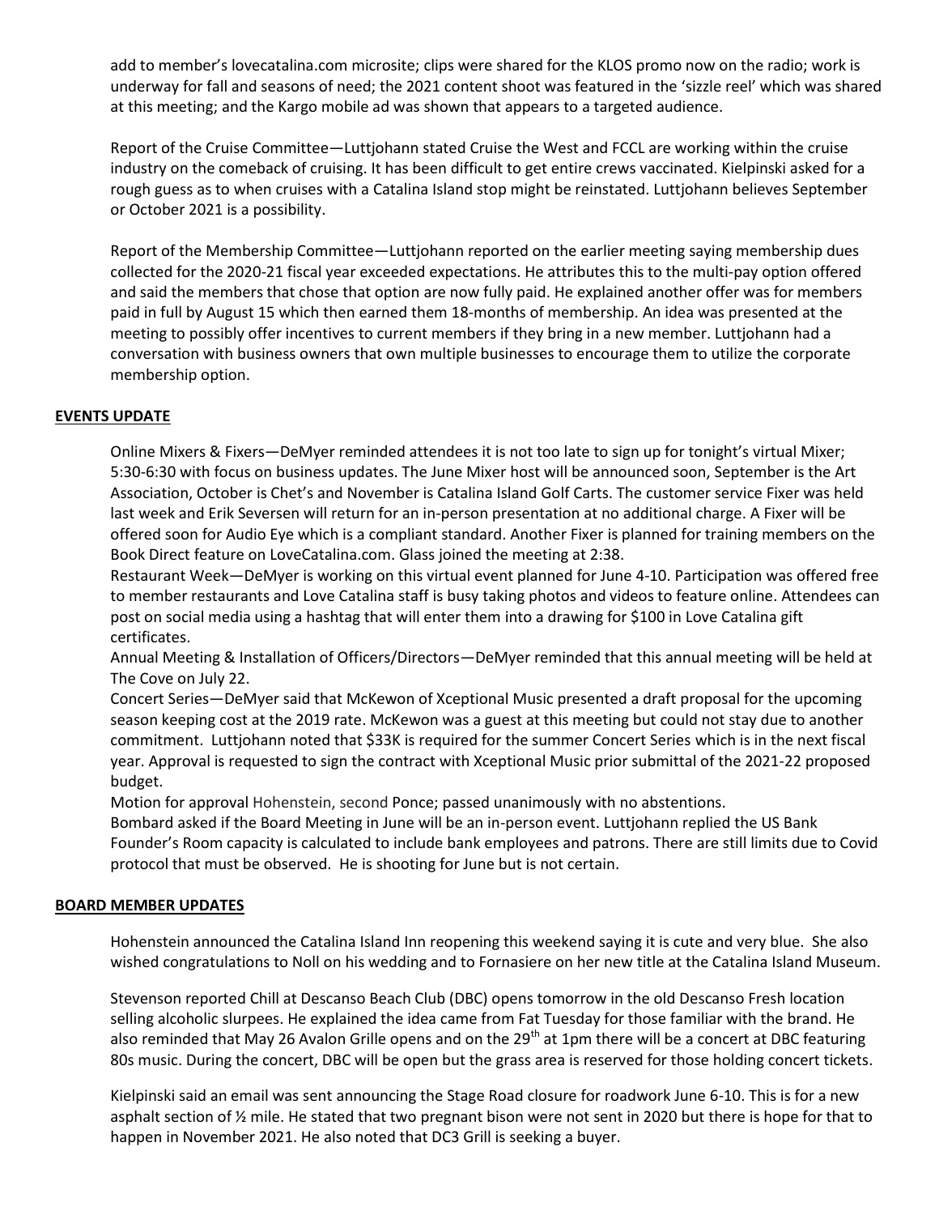add to member's lovecatalina.com microsite; clips were shared for the KLOS promo now on the radio; work is underway for fall and seasons of need; the 2021 content shoot was featured in the 'sizzle reel' which was shared at this meeting; and the Kargo mobile ad was shown that appears to a targeted audience.

Report of the Cruise Committee—Luttjohann stated Cruise the West and FCCL are working within the cruise industry on the comeback of cruising. It has been difficult to get entire crews vaccinated. Kielpinski asked for a rough guess as to when cruises with a Catalina Island stop might be reinstated. Luttjohann believes September or October 2021 is a possibility.

Report of the Membership Committee—Luttjohann reported on the earlier meeting saying membership dues collected for the 2020-21 fiscal year exceeded expectations. He attributes this to the multi-pay option offered and said the members that chose that option are now fully paid. He explained another offer was for members paid in full by August 15 which then earned them 18-months of membership. An idea was presented at the meeting to possibly offer incentives to current members if they bring in a new member. Luttjohann had a conversation with business owners that own multiple businesses to encourage them to utilize the corporate membership option.

**EVENTS UPDATE**

Online Mixers & Fixers—DeMyer reminded attendees it is not too late to sign up for tonight's virtual Mixer; 5:30-6:30 with focus on business updates. The June Mixer host will be announced soon, September is the Art Association, October is Chet's and November is Catalina Island Golf Carts. The customer service Fixer was held last week and Erik Seversen will return for an in-person presentation at no additional charge. A Fixer will be offered soon for Audio Eye which is a compliant standard. Another Fixer is planned for training members on the Book Direct feature on LoveCatalina.com. Glass joined the meeting at 2:38.

Restaurant Week—DeMyer is working on this virtual event planned for June 4-10. Participation was offered free to member restaurants and Love Catalina staff is busy taking photos and videos to feature online. Attendees can post on social media using a hashtag that will enter them into a drawing for $100 in Love Catalina gift certificates.

Annual Meeting & Installation of Officers/Directors—DeMyer reminded that this annual meeting will be held at The Cove on July 22.

Concert Series—DeMyer said that McKewon of Xceptional Music presented a draft proposal for the upcoming season keeping cost at the 2019 rate. McKewon was a guest at this meeting but could not stay due to another commitment. Luttjohann noted that $33K is required for the summer Concert Series which is in the next fiscal year. Approval is requested to sign the contract with Xceptional Music prior submittal of the 2021-22 proposed budget.

Motion for approval Hohenstein, second Ponce; passed unanimously with no abstentions.

Bombard asked if the Board Meeting in June will be an in-person event. Luttjohann replied the US Bank Founder's Room capacity is calculated to include bank employees and patrons. There are still limits due to Covid protocol that must be observed. He is shooting for June but is not certain.

**BOARD MEMBER UPDATES**

Hohenstein announced the Catalina Island Inn reopening this weekend saying it is cute and very blue. She also wished congratulations to Noll on his wedding and to Fornasiere on her new title at the Catalina Island Museum.

Stevenson reported Chill at Descanso Beach Club (DBC) opens tomorrow in the old Descanso Fresh location selling alcoholic slurpees. He explained the idea came from Fat Tuesday for those familiar with the brand. He also reminded that May 26 Avalon Grille opens and on the 29th at 1pm there will be a concert at DBC featuring 80s music. During the concert, DBC will be open but the grass area is reserved for those holding concert tickets.

Kielpinski said an email was sent announcing the Stage Road closure for roadwork June 6-10. This is for a new asphalt section of ½ mile. He stated that two pregnant bison were not sent in 2020 but there is hope for that to happen in November 2021. He also noted that DC3 Grill is seeking a buyer.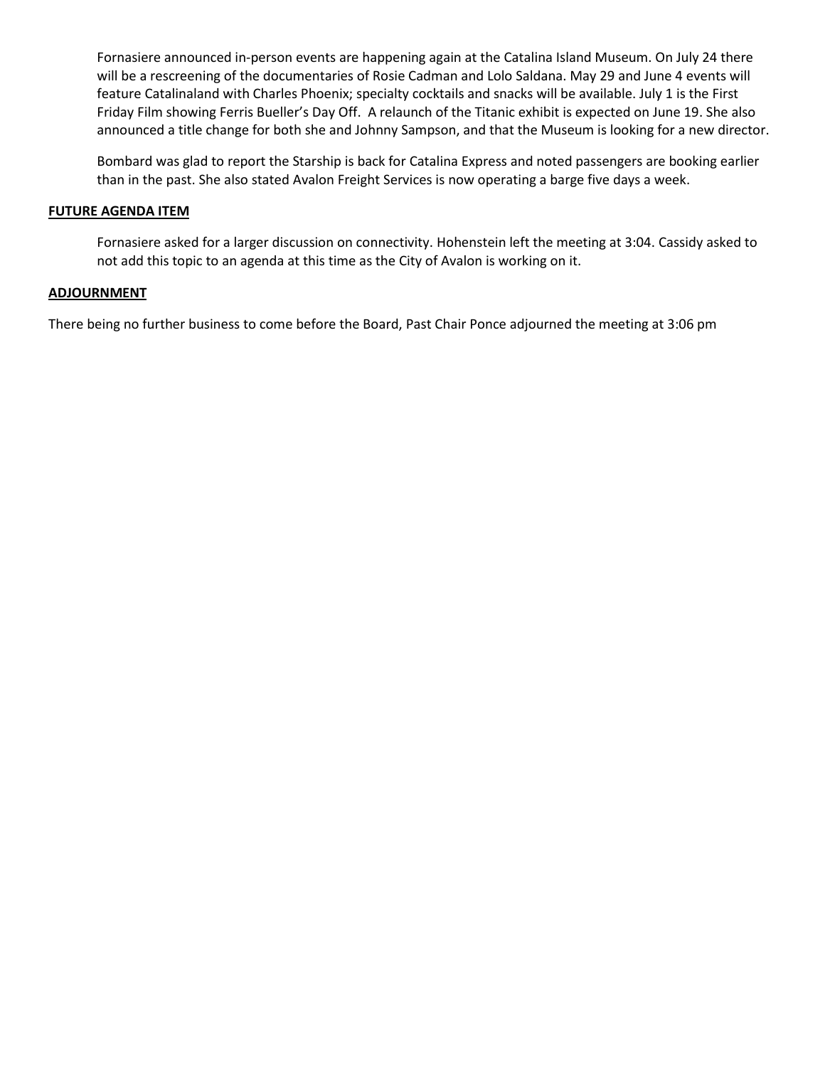Fornasiere announced in-person events are happening again at the Catalina Island Museum. On July 24 there will be a rescreening of the documentaries of Rosie Cadman and Lolo Saldana. May 29 and June 4 events will feature Catalinaland with Charles Phoenix; specialty cocktails and snacks will be available. July 1 is the First Friday Film showing Ferris Bueller's Day Off. A relaunch of the Titanic exhibit is expected on June 19. She also announced a title change for both she and Johnny Sampson, and that the Museum is looking for a new director.

Bombard was glad to report the Starship is back for Catalina Express and noted passengers are booking earlier than in the past. She also stated Avalon Freight Services is now operating a barge five days a week.

**FUTURE AGENDA ITEM**

Fornasiere asked for a larger discussion on connectivity. Hohenstein left the meeting at 3:04. Cassidy asked to not add this topic to an agenda at this time as the City of Avalon is working on it.

**ADJOURNMENT**

There being no further business to come before the Board, Past Chair Ponce adjourned the meeting at 3:06 pm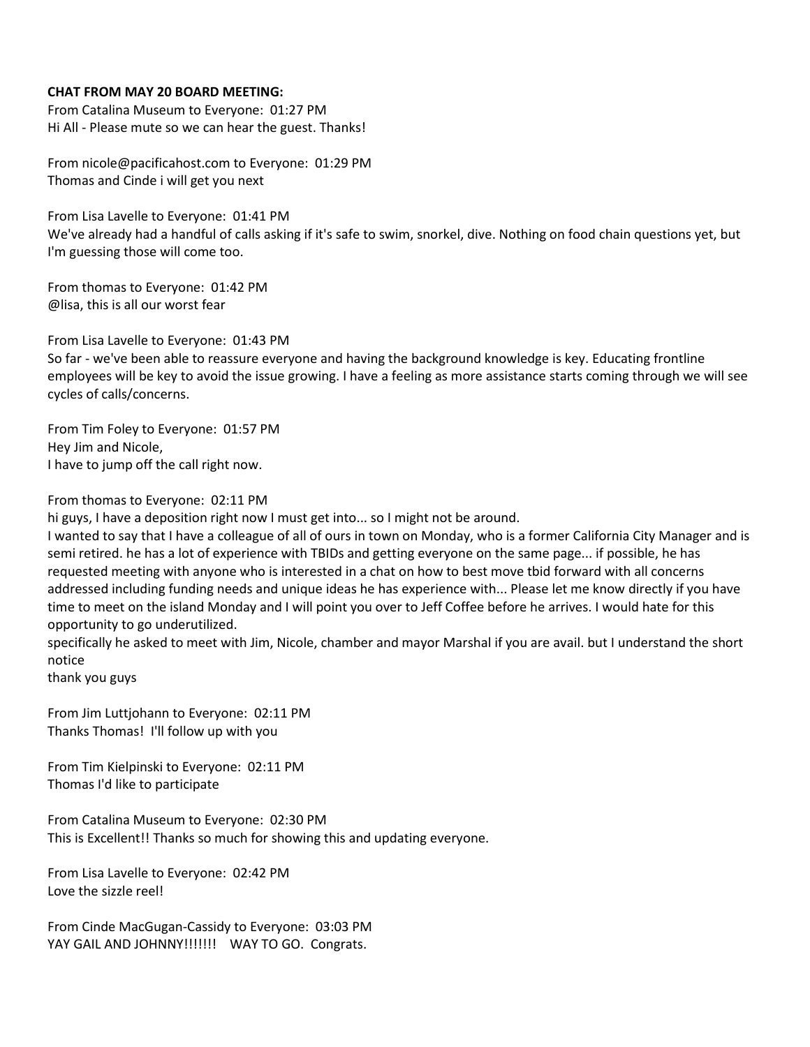**CHAT FROM MAY 20 BOARD MEETING:**

From Catalina Museum to Everyone: 01:27 PM
Hi All - Please mute so we can hear the guest. Thanks!

From nicole@pacificahost.com to Everyone: 01:29 PM
Thomas and Cinde i will get you next

From Lisa Lavelle to Everyone: 01:41 PM
We've already had a handful of calls asking if it's safe to swim, snorkel, dive. Nothing on food chain questions yet, but I'm guessing those will come too.

From thomas to Everyone: 01:42 PM
@lisa, this is all our worst fear

From Lisa Lavelle to Everyone: 01:43 PM
So far - we've been able to reassure everyone and having the background knowledge is key. Educating frontline employees will be key to avoid the issue growing. I have a feeling as more assistance starts coming through we will see cycles of calls/concerns.

From Tim Foley to Everyone: 01:57 PM
Hey Jim and Nicole,
I have to jump off the call right now.

From thomas to Everyone: 02:11 PM
hi guys, I have a deposition right now I must get into... so I might not be around.
I wanted to say that I have a colleague of all of ours in town on Monday, who is a former California City Manager and is semi retired. he has a lot of experience with TBIDs and getting everyone on the same page... if possible, he has requested meeting with anyone who is interested in a chat on how to best move tbid forward with all concerns addressed including funding needs and unique ideas he has experience with... Please let me know directly if you have time to meet on the island Monday and I will point you over to Jeff Coffee before he arrives. I would hate for this opportunity to go underutilized.
specifically he asked to meet with Jim, Nicole, chamber and mayor Marshal if you are avail. but I understand the short notice
thank you guys

From Jim Luttjohann to Everyone: 02:11 PM
Thanks Thomas! I'll follow up with you

From Tim Kielpinski to Everyone: 02:11 PM
Thomas I'd like to participate

From Catalina Museum to Everyone: 02:30 PM
This is Excellent!! Thanks so much for showing this and updating everyone.

From Lisa Lavelle to Everyone: 02:42 PM
Love the sizzle reel!

From Cinde MacGugan-Cassidy to Everyone: 03:03 PM
YAY GAIL AND JOHNNY!!!!!!! WAY TO GO. Congrats.